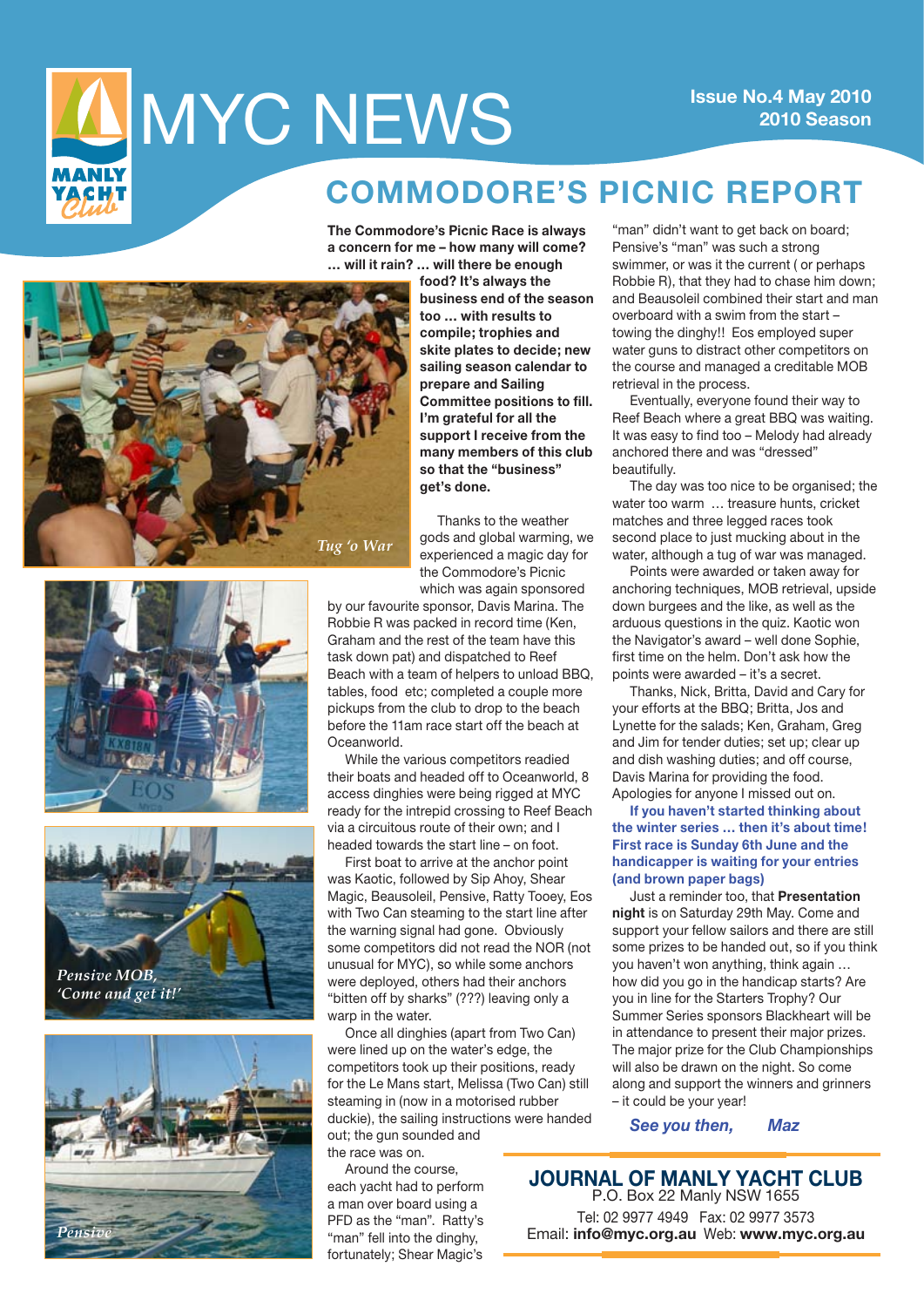# MYC NEWS

**Issue No.4 May 2010**
**2010 Season**

## COMMODORE'S PICNIC REPORT

**The Commodore's Picnic Race is always a concern for me – how many will come? … will it rain? … will there be enough food? It's always the business end of the season too … with results to compile; trophies and skite plates to decide; new sailing season calendar to prepare and Sailing Committee positions to fill. I'm grateful for all the support I receive from the many members of this club so that the "business" get's done.**

*Tug 'o War*

Thanks to the weather gods and global warming, we experienced a magic day for the Commodore's Picnic which was again sponsored by our favourite sponsor, Davis Marina. The Robbie R was packed in record time (Ken, Graham and the rest of the team have this task down pat) and dispatched to Reef Beach with a team of helpers to unload BBQ, tables, food etc; completed a couple more pickups from the club to drop to the beach before the 11am race start off the beach at Oceanworld.

While the various competitors readied their boats and headed off to Oceanworld, 8 access dinghies were being rigged at MYC ready for the intrepid crossing to Reef Beach via a circuitous route of their own; and I headed towards the start line – on foot.

First boat to arrive at the anchor point was Kaotic, followed by Sip Ahoy, Shear Magic, Beausoleil, Pensive, Ratty Tooey, Eos with Two Can steaming to the start line after the warning signal had gone. Obviously some competitors did not read the NOR (not unusual for MYC), so while some anchors were deployed, others had their anchors "bitten off by sharks" (???) leaving only a warp in the water.

Once all dinghies (apart from Two Can) were lined up on the water's edge, the competitors took up their positions, ready for the Le Mans start, Melissa (Two Can) still steaming in (now in a motorised rubber duckie), the sailing instructions were handed out; the gun sounded and the race was on.

*Pensive MOB, 'Come and get it!'*

*Pensive*

Around the course, each yacht had to perform a man over board using a PFD as the "man". Ratty's "man" fell into the dinghy, fortunately; Shear Magic's "man" didn't want to get back on board; Pensive's "man" was such a strong swimmer, or was it the current ( or perhaps Robbie R), that they had to chase him down; and Beausoleil combined their start and man overboard with a swim from the start – towing the dinghy!! Eos employed super water guns to distract other competitors on the course and managed a creditable MOB retrieval in the process.

Eventually, everyone found their way to Reef Beach where a great BBQ was waiting. It was easy to find too – Melody had already anchored there and was "dressed" beautifully.

The day was too nice to be organised; the water too warm … treasure hunts, cricket matches and three legged races took second place to just mucking about in the water, although a tug of war was managed.

Points were awarded or taken away for anchoring techniques, MOB retrieval, upside down burgees and the like, as well as the arduous questions in the quiz. Kaotic won the Navigator's award – well done Sophie, first time on the helm. Don't ask how the points were awarded – it's a secret.

Thanks, Nick, Britta, David and Cary for your efforts at the BBQ; Britta, Jos and Lynette for the salads; Ken, Graham, Greg and Jim for tender duties; set up; clear up and dish washing duties; and off course, Davis Marina for providing the food. Apologies for anyone I missed out on.

**If you haven't started thinking about the winter series … then it's about time! First race is Sunday 6th June and the handicapper is waiting for your entries (and brown paper bags)**

Just a reminder too, that **Presentation night** is on Saturday 29th May. Come and support your fellow sailors and there are still some prizes to be handed out, so if you think you haven't won anything, think again … how did you go in the handicap starts? Are you in line for the Starters Trophy? Our Summer Series sponsors Blackheart will be in attendance to present their major prizes. The major prize for the Club Championships will also be drawn on the night. So come along and support the winners and grinners – it could be your year!

***See you then, Maz***

## JOURNAL OF MANLY YACHT CLUB

P.O. Box 22 Manly NSW 1655
Tel: 02 9977 4949 Fax: 02 9977 3573
Email: **info@myc.org.au** Web: **www.myc.org.au**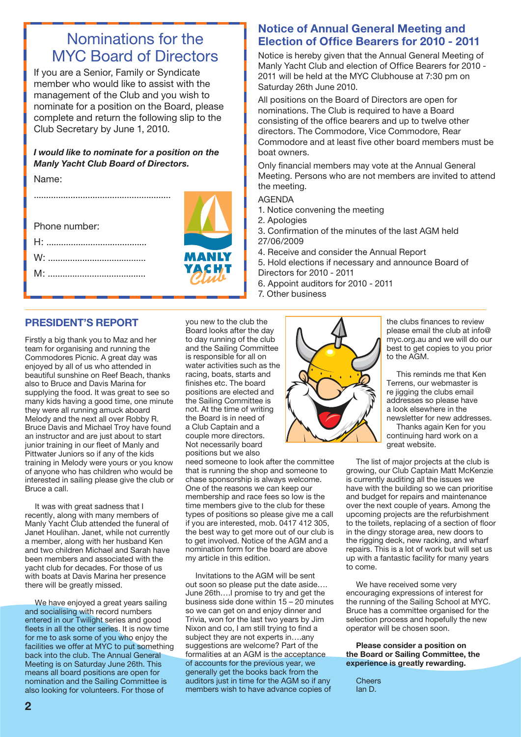## Nominations for the MYC Board of Directors

If you are a Senior, Family or Syndicate member who would like to assist with the management of the Club and you wish to nominate for a position on the Board, please complete and return the following slip to the Club Secretary by June 1, 2010.

***I would like to nominate for a position on the Manly Yacht Club Board of Directors.***

Name:

........................................................

Phone number:

H: .........................................

W: ........................................

M: ........................................

## Notice of Annual General Meeting and Election of Office Bearers for 2010 - 2011

Notice is hereby given that the Annual General Meeting of Manly Yacht Club and election of Office Bearers for 2010 - 2011 will be held at the MYC Clubhouse at 7:30 pm on Saturday 26th June 2010.

All positions on the Board of Directors are open for nominations. The Club is required to have a Board consisting of the office bearers and up to twelve other directors. The Commodore, Vice Commodore, Rear Commodore and at least five other board members must be boat owners.

Only financial members may vote at the Annual General Meeting. Persons who are not members are invited to attend the meeting.

AGENDA

1. Notice convening the meeting
2. Apologies
3. Confirmation of the minutes of the last AGM held 27/06/2009
4. Receive and consider the Annual Report
5. Hold elections if necessary and announce Board of Directors for 2010 - 2011
6. Appoint auditors for 2010 - 2011
7. Other business

## PRESIDENT'S REPORT

Firstly a big thank you to Maz and her team for organising and running the Commodores Picnic. A great day was enjoyed by all of us who attended in beautiful sunshine on Reef Beach, thanks also to Bruce and Davis Marina for supplying the food. It was great to see so many kids having a good time, one minute they were all running amuck aboard Melody and the next all over Robby R. Bruce Davis and Michael Troy have found an instructor and are just about to start junior training in our fleet of Manly and Pittwater Juniors so if any of the kids training in Melody were yours or you know of anyone who has children who would be interested in sailing please give the club or Bruce a call.

It was with great sadness that I recently, along with many members of Manly Yacht Club attended the funeral of Janet Houlihan. Janet, while not currently a member, along with her husband Ken and two children Michael and Sarah have been members and associated with the yacht club for decades. For those of us with boats at Davis Marina her presence there will be greatly missed.

We have enjoyed a great years sailing and socialising with record numbers entered in our Twilight series and good fleets in all the other series. It is now time for me to ask some of you who enjoy the facilities we offer at MYC to put something back into the club. The Annual General Meeting is on Saturday June 26th. This means all board positions are open for nomination and the Sailing Committee is also looking for volunteers. For those of you new to the club the Board looks after the day to day running of the club and the Sailing Committee is responsible for all on water activities such as the racing, boats, starts and finishes etc. The board positions are elected and the Sailing Committee is not. At the time of writing the Board is in need of a Club Captain and a couple more directors. Not necessarily board positions but we also need someone to look after the committee that is running the shop and someone to chase sponsorship is always welcome. One of the reasons we can keep our membership and race fees so low is the time members give to the club for these types of positions so please give me a call if you are interested, mob. 0417 412 305, the best way to get more out of our club is to get involved. Notice of the AGM and a nomination form for the board are above my article in this edition.

Invitations to the AGM will be sent out soon so please put the date aside…. June 26th….I promise to try and get the business side done within 15 – 20 minutes so we can get on and enjoy dinner and Trivia, won for the last two years by Jim Nixon and co, I am still trying to find a subject they are not experts in….any suggestions are welcome? Part of the formalities at an AGM is the acceptance of accounts for the previous year, we generally get the books back from the auditors just in time for the AGM so if any members wish to have advance copies of the clubs finances to review please email the club at info@myc.org.au and we will do our best to get copies to you prior to the AGM.

This reminds me that Ken Terrens, our webmaster is re jigging the clubs email addresses so please have a look elsewhere in the newsletter for new addresses. Thanks again Ken for you continuing hard work on a great website.

The list of major projects at the club is growing, our Club Captain Matt McKenzie is currently auditing all the issues we have with the building so we can prioritise and budget for repairs and maintenance over the next couple of years. Among the upcoming projects are the refurbishment to the toilets, replacing of a section of floor in the dingy storage area, new doors to the rigging deck, new racking, and wharf repairs. This is a lot of work but will set us up with a fantastic facility for many years to come.

We have received some very encouraging expressions of interest for the running of the Sailing School at MYC. Bruce has a committee organised for the selection process and hopefully the new operator will be chosen soon.

**Please consider a position on the Board or Sailing Committee, the experience is greatly rewarding.**

Cheers
Ian D.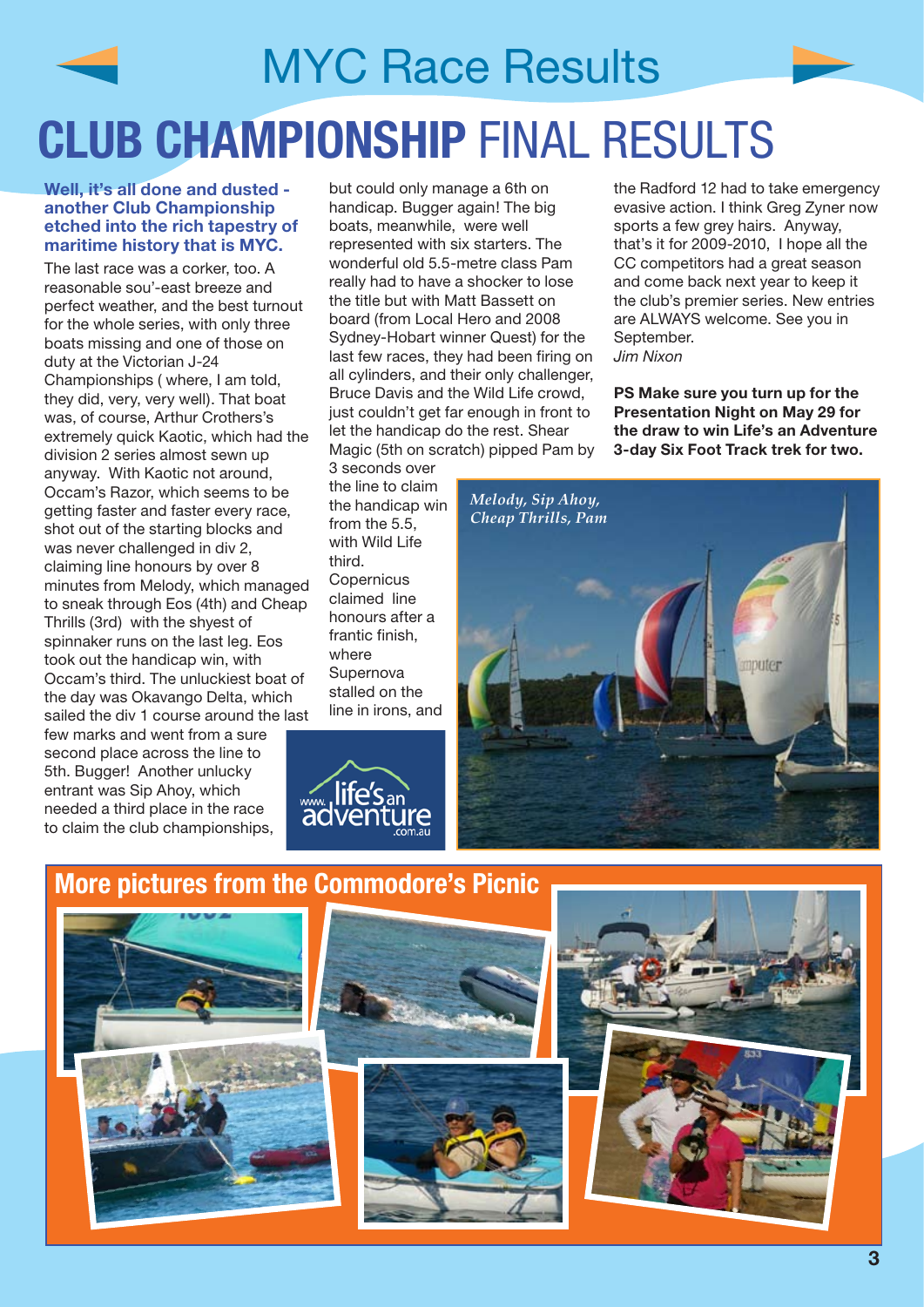# MYC Race Results

# CLUB CHAMPIONSHIP FINAL RESULTS

**Well, it's all done and dusted - another Club Championship etched into the rich tapestry of maritime history that is MYC.**

The last race was a corker, too. A reasonable sou'-east breeze and perfect weather, and the best turnout for the whole series, with only three boats missing and one of those on duty at the Victorian J-24 Championships ( where, I am told, they did, very, very well). That boat was, of course, Arthur Crothers's extremely quick Kaotic, which had the division 2 series almost sewn up anyway. With Kaotic not around, Occam's Razor, which seems to be getting faster and faster every race, shot out of the starting blocks and was never challenged in div 2, claiming line honours by over 8 minutes from Melody, which managed to sneak through Eos (4th) and Cheap Thrills (3rd) with the shyest of spinnaker runs on the last leg. Eos took out the handicap win, with Occam's third. The unluckiest boat of the day was Okavango Delta, which sailed the div 1 course around the last few marks and went from a sure second place across the line to 5th. Bugger! Another unlucky entrant was Sip Ahoy, which needed a third place in the race to claim the club championships, but could only manage a 6th on handicap. Bugger again! The big boats, meanwhile, were well represented with six starters. The wonderful old 5.5-metre class Pam really had to have a shocker to lose the title but with Matt Bassett on board (from Local Hero and 2008 Sydney-Hobart winner Quest) for the last few races, they had been firing on all cylinders, and their only challenger, Bruce Davis and the Wild Life crowd, just couldn't get far enough in front to let the handicap do the rest. Shear Magic (5th on scratch) pipped Pam by 3 seconds over the line to claim the handicap win from the 5.5, with Wild Life third. Copernicus claimed line honours after a frantic finish, where Supernova stalled on the line in irons, and the Radford 12 had to take emergency evasive action. I think Greg Zyner now sports a few grey hairs. Anyway, that's it for 2009-2010, I hope all the CC competitors had a great season and come back next year to keep it the club's premier series. New entries are ALWAYS welcome. See you in September.

*Jim Nixon*

**PS Make sure you turn up for the Presentation Night on May 29 for the draw to win Life's an Adventure 3-day Six Foot Track trek for two.**

www.life's an adventure .com.au

*Melody, Sip Ahoy, Cheap Thrills, Pam*

## More pictures from the Commodore's Picnic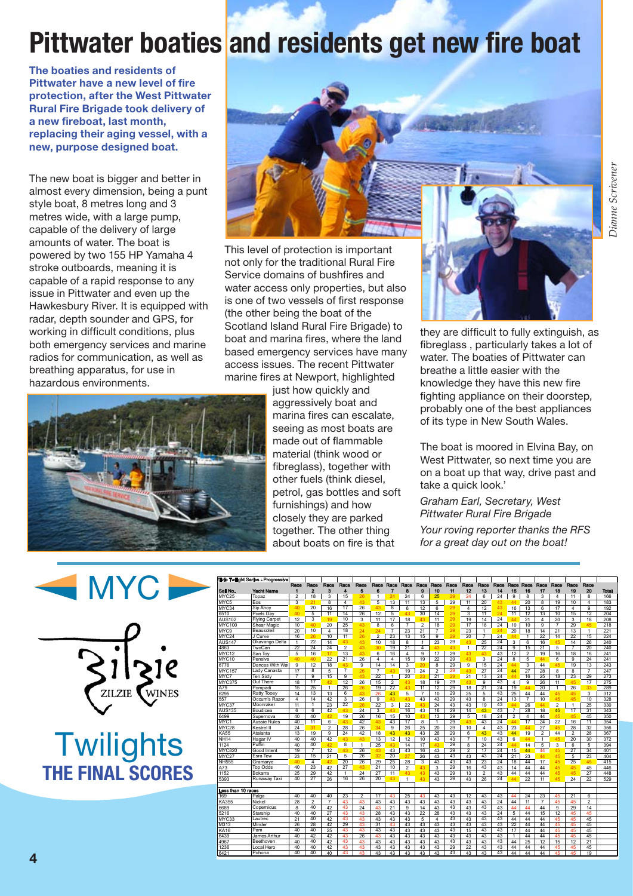# Pittwater boaties and residents get new fire boat

**The boaties and residents of Pittwater have a new level of fire protection, after the West Pittwater Rural Fire Brigade took delivery of a new fireboat, last month, replacing their aging vessel, with a new, purpose designed boat.**

The new boat is bigger and better in almost every dimension, being a punt style boat, 8 metres long and 3 metres wide, with a large pump, capable of the delivery of large amounts of water. The boat is powered by two 155 HP Yamaha 4 stroke outboards, meaning it is capable of a rapid response to any issue in Pittwater and even up the Hawkesbury River. It is equipped with radar, depth sounder and GPS, for working in difficult conditions, plus both emergency services and marine radios for communication, as well as breathing apparatus, for use in hazardous environments.

This level of protection is important not only for the traditional Rural Fire Service domains of bushfires and water access only properties, but also is one of two vessels of first response (the other being the boat of the Scotland Island Rural Fire Brigade) to boat and marina fires, where the land based emergency services have many access issues. The recent Pittwater marine fires at Newport, highlighted just how quickly and aggressively boat and marina fires can escalate, seeing as most boats are made out of flammable material (think wood or fibreglass), together with other fuels (think diesel, petrol, gas bottles and soft furnishings) and how closely they are parked together. The other thing about boats on fire is that they are difficult to fully extinguish, as fibreglass , particularly takes a lot of water. The boaties of Pittwater can breathe a little easier with the knowledge they have this new fire fighting appliance on their doorstep, probably one of the best appliances of its type in New South Wales.

The boat is moored in Elvina Bay, on West Pittwater, so next time you are on a boat up that way, drive past and take a quick look.'

*Graham Earl, Secretary, West Pittwater Rural Fire Brigade*

*Your roving reporter thanks the RFS for a great day out on the boat!*

Dianne Scrivener

---

# MYC

Zilzie Wines

## Twilights
## THE FINAL SCORES

Zilzie Twilight Series - Progressive

| Sail No. | Yacht Name | Race 1 | Race 2 | Race 3 | Race 4 | Race 5 | Race 6 | Race 7 | Race 8 | Race 9 | Race 10 | Race 11 | Race 12 | Race 13 | Race 14 | Race 15 | Race 16 | Race 17 | Race 18 | Race 19 | Race 20 | Total |
|---|---|---|---|---|---|---|---|---|---|---|---|---|---|---|---|---|---|---|---|---|---|---|
| MYC25 | Topaz | 2 | 18 | 3 | 15 | 26 | 1 | 24 | 24 | 6 | 25 | 29 | 24 | 6 | 24 | 9 | 8 | 3 | 4 | 11 | 8 | 166 |
| MYC5 | Eos | 3 | 21 | 8 | 4 | 43 | 5 | 13 | 11 | 13 | 5 | 29 | 11 | 20 | 43 | 44 | 20 | 8 | 19 | 10 | 4 | 183 |
| MYC34 | Sip Ahoy | 40 | 20 | 16 | 17 | 26 | 43 | 8 | 6 | 12 | 6 | 29 | 4 | 12 | 43 | 16 | 13 | 6 | 17 | 4 | 9 | 192 |
| 6510 | Poets Day | 40 | 5 | 11 | 14 | 26 | 12 | 5 | 43 | 30 | 14 | 29 | 3 | 11 | 24 | 11 | 12 | 13 | 10 | 15 | 12 | 204 |
| AUS102 | Flying Carpet | 12 | 3 | 19 | 10 | 3 | 11 | 17 | 18 | 43 | 11 | 29 | 19 | 14 | 24 | 44 | 21 | 4 | 20 | 3 | 18 | 208 |
| MYC100 | Shear Magic | 10 | 40 | 20 | 25 | 43 | 8 | 6 | 7 | 2 | 18 | 29 | 17 | 16 | 24 | 10 | 10 | 9 | 7 | 29 | 45 | 218 |
| MYC9 | Beausoleil | 20 | 10 | 4 | 18 | 24 | 24 | 7 | 23 | 21 | 7 | 29 | 23 | 1 | 24 | 20 | 18 | 14 | 21 | 13 | 1 | 221 |
| MYC24 | J Curve | 16 | 26 | 10 | 11 | 26 | 2 | 23 | 13 | 15 | 9 | 29 | 20 | 7 | 24 | 44 | 1 | 22 | 14 | 22 | 15 | 224 |
| AUS147 | Okavango Delta | 1 | 22 | 14 | 43 | 43 | 10 | 18 | 8 | 1 | 23 | 29 | 43 | 25 | 24 | 3 | 6 | 16 | 45 | 14 | 26 | 240 |
| 4863 | TwoCan | 22 | 24 | 24 | 2 | 43 | 30 | 19 | 21 | 4 | 43 | 43 | 1 | 22 | 24 | 9 | 15 | 21 | 5 | 7 | 20 | 240 |
| MYC12 | San Toy | 5 | 16 | 17 | 13 | 43 | 6 | 16 | 4 | 9 | 17 | 29 | 43 | 43 | 43 | 12 | 2 | 19 | 16 | 18 | 16 | 241 |
| MYC10 | Pensive | 40 | 40 | 22 | 21 | 26 | 4 | 4 | 15 | 19 | 22 | 29 | 43 | 3 | 24 | 8 | 5 | 44 | 6 | 9 | 24 | 241 |
| 6776 | Dances With Wa | 9 | 12 | 18 | 43 | 9 | 14 | 14 | 3 | 20 | 8 | 29 | 9 | 15 | 24 | 44 | 3 | 44 | 45 | 19 | 13 | 243 |
| MYC157 | Lady Canasta | 17 | 8 | 5 | 7 | 26 | 7 | 43 | 19 | 24 | 2 | 29 | 43 | 27 | 24 | 44 | 27 | 28 | 8 | 8 | 7 | 247 |
| MYC7 | Ten Sixty | 7 | 9 | 15 | 9 | 43 | 22 | 1 | 20 | 23 | 21 | 29 | 21 | 13 | 24 | 44 | 16 | 25 | 18 | 23 | 29 | 273 |
| MYC375 | Out There | 18 | 17 | 42 | 12 | 26 | 15 | 2 | 43 | 18 | 19 | 29 | 43 | 9 | 43 | 4 | 9 | 26 | 11 | 45 | 17 | 275 |
| A79 | Pompadi | 15 | 25 | 1 | 26 | 26 | 19 | 22 | 43 | 11 | 12 | 29 | 18 | 21 | 24 | 19 | 44 | 20 | 1 | 26 | 33 | 289 |
| 6295 | Ratty Tooey | 14 | 13 | 13 | 6 | 43 | 26 | 43 | 5 | 7 | 10 | 29 | 25 | 5 | 43 | 25 | 44 | 44 | 45 | 45 | 3 | 312 |
| 557 | Occum's Razor | 4 | 14 | 42 | 3 | 26 | 9 | 43 | 43 | 43 | 43 | 29 | 43 | 8 | 24 | 13 | 7 | 10 | 45 | 45 | 10 | 328 |
| MYC37 | Moonraker | 11 | 1 | 23 | 22 | 26 | 22 | 3 | 22 | 43 | 24 | 43 | 43 | 19 | 43 | 44 | 26 | 44 | 2 | 1 | 25 | 330 |
| AUS135 | Boudicea | 6 | 6 | 42 | 43 | 24 | 3 | 43 | 16 | 43 | 16 | 29 | 14 | 43 | 43 | 7 | 28 | 18 | 45 | 17 | 31 | 343 |
| 6499 | Supernova | 40 | 40 | 42 | 19 | 26 | 16 | 15 | 10 | 43 | 13 | 29 | 5 | 18 | 24 | 2 | 4 | 44 | 45 | 45 | 45 | 350 |
| MYC1 | Aussie Rules | 40 | 11 | 6 | 43 | 42 | 43 | 43 | 17 | 8 | 1 | 29 | 43 | 43 | 24 | 44 | 17 | 24 | 22 | 16 | 11 | 354 |
| MYC26 | Kestrel II | 24 | 31 | 2 | 28 | 26 | 34 | 9 | 26 | 25 | 20 | 29 | 10 | 4 | 43 | 23 | 44 | 27 | 45 | 28 | 32 | 356 |
| KA55 | Atalanta | 13 | 19 | 9 | 24 | 42 | 18 | 43 | 43 | 43 | 26 | 29 | 6 | 43 | 43 | 44 | 19 | 2 | 44 | 2 | 28 | 367 |
| NH14 | Hagar IV | 40 | 40 | 42 | 43 | 43 | 13 | 12 | 12 | 10 | 43 | 43 | 7 | 10 | 43 | 6 | 44 | 1 | 45 | 20 | 30 | 372 |
| 1124 | Puffin | 40 | 40 | 42 | 8 | 1 | 25 | 43 | 14 | 17 | 43 | 29 | 8 | 24 | 24 | 44 | 14 | 5 | 3 | 6 | 5 | 394 |
| MYC820 | Good Intent | 19 | 7 | 12 | 43 | 26 | 43 | 43 | 43 | 16 | 43 | 29 | 2 | 17 | 24 | 15 | 44 | 44 | 45 | 27 | 34 | 401 |
| MYC27 | Esra Tew | 23 | 15 | 21 | 5 | 26 | 32 | 20 | 27 | 26 | 43 | 43 | 43 | 43 | 24 | 21 | 23 | 44 | 45 | 5 | 23 | 404 |
| NH555 | Gramarye | 40 | 4 | 42 | 20 | 26 | 29 | 25 | 28 | 3 | 43 | 43 | 43 | 23 | 24 | 18 | 44 | 17 | 45 | 25 | 45 | 415 |
| A73 | Top Odds | 40 | 23 | 42 | 27 | 43 | 21 | 10 | 2 | 43 | 3 | 29 | 16 | 43 | 43 | 14 | 44 | 44 | 45 | 45 | 45 | 446 |
| 1152 | Bokarra | 25 | 29 | 42 | 1 | 24 | 27 | 11 | 43 | 43 | 43 | 29 | 13 | 2 | 43 | 44 | 44 | 44 | 45 | 27 | 45 | 448 |
| 5393 | Runaway Taxi | 40 | 27 | 26 | 16 | 26 | 20 | 43 | 1 | 43 | 43 | 29 | 43 | 26 | 24 | 44 | 22 | 11 | 45 | 24 | 22 | 529 |
| **Less than 10 races** | | | | | | | | | | | | | | | | | | | | | | |
| 169 | Palga | 40 | 40 | 40 | 23 | 2 | 17 | 43 | 25 | 43 | 43 | 43 | 12 | 43 | 43 | 44 | 24 | 23 | 45 | 21 | 6 | |
| KA355 | Nickel | 28 | 2 | 7 | 43 | 43 | 43 | 43 | 43 | 43 | 43 | 43 | 43 | 43 | 24 | 44 | 11 | 7 | 45 | 45 | 2 | |
| 6689 | Copernicus | 8 | 40 | 42 | 43 | 24 | 43 | 21 | 9 | 14 | 43 | 43 | 43 | 43 | 43 | 44 | 44 | 44 | 9 | 29 | 14 | |
| 5216 | Starship | 40 | 40 | 27 | 43 | 43 | 28 | 43 | 43 | 22 | 28 | 43 | 43 | 43 | 24 | 5 | 44 | 15 | 12 | 45 | 45 | |
| MYC33 | Lautrec | 21 | 40 | 42 | 43 | 43 | 43 | 43 | 43 | 5 | 4 | 43 | 43 | 43 | 43 | 44 | 44 | 44 | 45 | 45 | 45 | |
| M313 | Minder | 26 | 28 | 42 | 29 | 43 | 31 | 43 | 43 | 43 | 43 | 43 | 43 | 43 | 43 | 22 | 44 | 44 | 45 | 45 | 45 | |
| KA16 | Pam | 40 | 40 | 25 | 43 | 43 | 43 | 43 | 43 | 43 | 43 | 43 | 15 | 43 | 43 | 17 | 44 | 44 | 45 | 45 | 45 | |
| 6439 | James Arthur | 40 | 42 | 42 | 43 | 26 | 43 | 43 | 43 | 43 | 43 | 43 | 43 | 43 | 43 | 44 | 44 | 44 | 45 | 45 | 45 | |
| 4967 | Beethoven | 40 | 40 | 42 | 43 | 43 | 43 | 43 | 43 | 43 | 43 | 43 | 43 | 43 | 43 | 44 | 25 | 12 | 15 | 12 | 21 | |
| 1236 | Local Hero | 40 | 40 | 42 | 43 | 43 | 43 | 43 | 43 | 43 | 43 | 29 | 22 | 43 | 43 | 44 | 44 | 44 | 45 | 45 | 45 | |
| 6421 | Pohona | 40 | 40 | 40 | 43 | 43 | 43 | 43 | 43 | 43 | 43 | 43 | 43 | 43 | 43 | 44 | 44 | 44 | 45 | 45 | 19 | |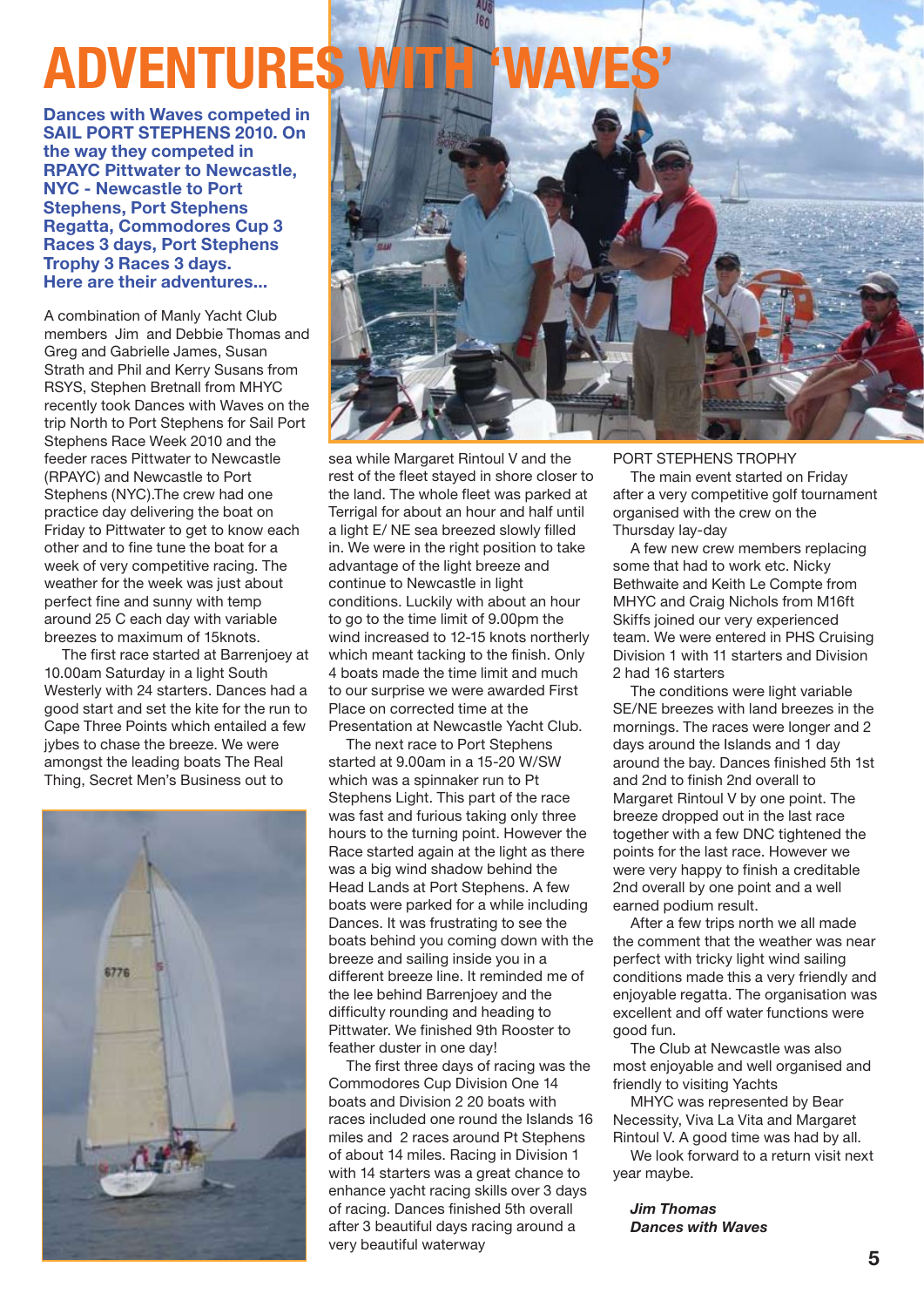# ADVENTURES WITH 'WAVES'

**Dances with Waves competed in SAIL PORT STEPHENS 2010. On the way they competed in RPAYC Pittwater to Newcastle, NYC - Newcastle to Port Stephens, Port Stephens Regatta, Commodores Cup 3 Races 3 days, Port Stephens Trophy 3 Races 3 days. Here are their adventures...**

A combination of Manly Yacht Club members Jim and Debbie Thomas and Greg and Gabrielle James, Susan Strath and Phil and Kerry Susans from RSYS, Stephen Bretnall from MHYC recently took Dances with Waves on the trip North to Port Stephens for Sail Port Stephens Race Week 2010 and the feeder races Pittwater to Newcastle (RPAYC) and Newcastle to Port Stephens (NYC).The crew had one practice day delivering the boat on Friday to Pittwater to get to know each other and to fine tune the boat for a week of very competitive racing. The weather for the week was just about perfect fine and sunny with temp around 25 C each day with variable breezes to maximum of 15knots.

The first race started at Barrenjoey at 10.00am Saturday in a light South Westerly with 24 starters. Dances had a good start and set the kite for the run to Cape Three Points which entailed a few jybes to chase the breeze. We were amongst the leading boats The Real Thing, Secret Men's Business out to sea while Margaret Rintoul V and the rest of the fleet stayed in shore closer to the land. The whole fleet was parked at Terrigal for about an hour and half until a light E/ NE sea breezed slowly filled in. We were in the right position to take advantage of the light breeze and continue to Newcastle in light conditions. Luckily with about an hour to go to the time limit of 9.00pm the wind increased to 12-15 knots northerly which meant tacking to the finish. Only 4 boats made the time limit and much to our surprise we were awarded First Place on corrected time at the Presentation at Newcastle Yacht Club.

The next race to Port Stephens started at 9.00am in a 15-20 W/SW which was a spinnaker run to Pt Stephens Light. This part of the race was fast and furious taking only three hours to the turning point. However the Race started again at the light as there was a big wind shadow behind the Head Lands at Port Stephens. A few boats were parked for a while including Dances. It was frustrating to see the boats behind you coming down with the breeze and sailing inside you in a different breeze line. It reminded me of the lee behind Barrenjoey and the difficulty rounding and heading to Pittwater. We finished 9th Rooster to feather duster in one day!

The first three days of racing was the Commodores Cup Division One 14 boats and Division 2 20 boats with races included one round the Islands 16 miles and 2 races around Pt Stephens of about 14 miles. Racing in Division 1 with 14 starters was a great chance to enhance yacht racing skills over 3 days of racing. Dances finished 5th overall after 3 beautiful days racing around a very beautiful waterway

PORT STEPHENS TROPHY

The main event started on Friday after a very competitive golf tournament organised with the crew on the Thursday lay-day

A few new crew members replacing some that had to work etc. Nicky Bethwaite and Keith Le Compte from MHYC and Craig Nichols from M16ft Skiffs joined our very experienced team. We were entered in PHS Cruising Division 1 with 11 starters and Division 2 had 16 starters

The conditions were light variable SE/NE breezes with land breezes in the mornings. The races were longer and 2 days around the Islands and 1 day around the bay. Dances finished 5th 1st and 2nd to finish 2nd overall to Margaret Rintoul V by one point. The breeze dropped out in the last race together with a few DNC tightened the points for the last race. However we were very happy to finish a creditable 2nd overall by one point and a well earned podium result.

After a few trips north we all made the comment that the weather was near perfect with tricky light wind sailing conditions made this a very friendly and enjoyable regatta. The organisation was excellent and off water functions were good fun.

The Club at Newcastle was also most enjoyable and well organised and friendly to visiting Yachts

MHYC was represented by Bear Necessity, Viva La Vita and Margaret Rintoul V. A good time was had by all.

We look forward to a return visit next year maybe.

***Jim Thomas***
***Dances with Waves***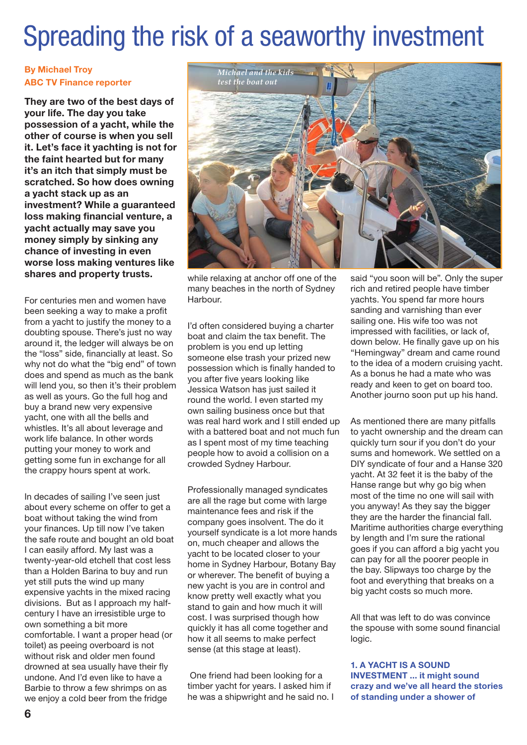# Spreading the risk of a seaworthy investment

**By Michael Troy**
**ABC TV Finance reporter**

**They are two of the best days of your life. The day you take possession of a yacht, while the other of course is when you sell it. Let's face it yachting is not for the faint hearted but for many it's an itch that simply must be scratched. So how does owning a yacht stack up as an investment? While a guaranteed loss making financial venture, a yacht actually may save you money simply by sinking any chance of investing in even worse loss making ventures like shares and property trusts.**

For centuries men and women have been seeking a way to make a profit from a yacht to justify the money to a doubting spouse. There's just no way around it, the ledger will always be on the "loss" side, financially at least. So why not do what the "big end" of town does and spend as much as the bank will lend you, so then it's their problem as well as yours. Go the full hog and buy a brand new very expensive yacht, one with all the bells and whistles. It's all about leverage and work life balance. In other words putting your money to work and getting some fun in exchange for all the crappy hours spent at work.

In decades of sailing I've seen just about every scheme on offer to get a boat without taking the wind from your finances. Up till now I've taken the safe route and bought an old boat I can easily afford. My last was a twenty-year-old etchell that cost less than a Holden Barina to buy and run yet still puts the wind up many expensive yachts in the mixed racing divisions. But as I approach my half-century I have an irresistible urge to own something a bit more comfortable. I want a proper head (or toilet) as peeing overboard is not without risk and older men found drowned at sea usually have their fly undone. And I'd even like to have a Barbie to throw a few shrimps on as we enjoy a cold beer from the fridge while relaxing at anchor off one of the many beaches in the north of Sydney Harbour.

*Michael and the kids test the boat out*

I'd often considered buying a charter boat and claim the tax benefit. The problem is you end up letting someone else trash your prized new possession which is finally handed to you after five years looking like Jessica Watson has just sailed it round the world. I even started my own sailing business once but that was real hard work and I still ended up with a battered boat and not much fun as I spent most of my time teaching people how to avoid a collision on a crowded Sydney Harbour.

Professionally managed syndicates are all the rage but come with large maintenance fees and risk if the company goes insolvent. The do it yourself syndicate is a lot more hands on, much cheaper and allows the yacht to be located closer to your home in Sydney Harbour, Botany Bay or wherever. The benefit of buying a new yacht is you are in control and know pretty well exactly what you stand to gain and how much it will cost. I was surprised though how quickly it has all come together and how it all seems to make perfect sense (at this stage at least).

One friend had been looking for a timber yacht for years. I asked him if he was a shipwright and he said no. I said "you soon will be". Only the super rich and retired people have timber yachts. You spend far more hours sanding and varnishing than ever sailing one. His wife too was not impressed with facilities, or lack of, down below. He finally gave up on his "Hemingway" dream and came round to the idea of a modern cruising yacht. As a bonus he had a mate who was ready and keen to get on board too. Another journo soon put up his hand.

As mentioned there are many pitfalls to yacht ownership and the dream can quickly turn sour if you don't do your sums and homework. We settled on a DIY syndicate of four and a Hanse 320 yacht. At 32 feet it is the baby of the Hanse range but why go big when most of the time no one will sail with you anyway! As they say the bigger they are the harder the financial fall. Maritime authorities charge everything by length and I'm sure the rational goes if you can afford a big yacht you can pay for all the poorer people in the bay. Slipways too charge by the foot and everything that breaks on a big yacht costs so much more.

All that was left to do was convince the spouse with some sound financial logic.

**1. A YACHT IS A SOUND INVESTMENT ... it might sound crazy and we've all heard the stories of standing under a shower of**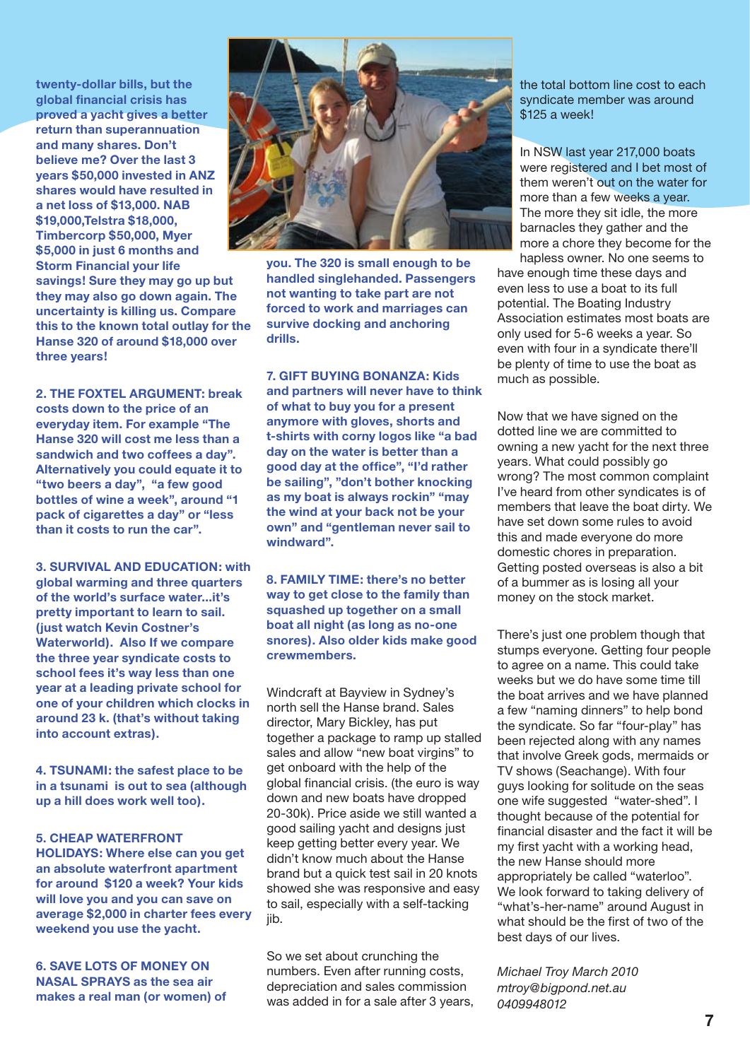**twenty-dollar bills, but the global financial crisis has proved a yacht gives a better return than superannuation and many shares. Don't believe me? Over the last 3 years $50,000 invested in ANZ shares would have resulted in a net loss of $13,000. NAB $19,000,Telstra $18,000, Timbercorp $50,000, Myer $5,000 in just 6 months and Storm Financial your life savings! Sure they may go up but they may also go down again. The uncertainty is killing us. Compare this to the known total outlay for the Hanse 320 of around $18,000 over three years!**

**2. THE FOXTEL ARGUMENT: break costs down to the price of an everyday item. For example "The Hanse 320 will cost me less than a sandwich and two coffees a day". Alternatively you could equate it to "two beers a day", "a few good bottles of wine a week", around "1 pack of cigarettes a day" or "less than it costs to run the car".**

**3. SURVIVAL AND EDUCATION: with global warming and three quarters of the world's surface water…it's pretty important to learn to sail. (just watch Kevin Costner's Waterworld). Also If we compare the three year syndicate costs to school fees it's way less than one year at a leading private school for one of your children which clocks in around 23 k. (that's without taking into account extras).**

**4. TSUNAMI: the safest place to be in a tsunami is out to sea (although up a hill does work well too).**

**5. CHEAP WATERFRONT HOLIDAYS: Where else can you get an absolute waterfront apartment for around $120 a week? Your kids will love you and you can save on average $2,000 in charter fees every weekend you use the yacht.**

**6. SAVE LOTS OF MONEY ON NASAL SPRAYS as the sea air makes a real man (or women) of you. The 320 is small enough to be handled singlehanded. Passengers not wanting to take part are not forced to work and marriages can survive docking and anchoring drills.**

**7. GIFT BUYING BONANZA: Kids and partners will never have to think of what to buy you for a present anymore with gloves, shorts and t-shirts with corny logos like "a bad day on the water is better than a good day at the office", "I'd rather be sailing", "don't bother knocking as my boat is always rockin" "may the wind at your back not be your own" and "gentleman never sail to windward".**

**8. FAMILY TIME: there's no better way to get close to the family than squashed up together on a small boat all night (as long as no-one snores). Also older kids make good crewmembers.**

Windcraft at Bayview in Sydney's north sell the Hanse brand. Sales director, Mary Bickley, has put together a package to ramp up stalled sales and allow "new boat virgins" to get onboard with the help of the global financial crisis. (the euro is way down and new boats have dropped 20-30k). Price aside we still wanted a good sailing yacht and designs just keep getting better every year. We didn't know much about the Hanse brand but a quick test sail in 20 knots showed she was responsive and easy to sail, especially with a self-tacking jib.

So we set about crunching the numbers. Even after running costs, depreciation and sales commission was added in for a sale after 3 years, the total bottom line cost to each syndicate member was around $125 a week!

In NSW last year 217,000 boats were registered and I bet most of them weren't out on the water for more than a few weeks a year. The more they sit idle, the more barnacles they gather and the more a chore they become for the hapless owner. No one seems to have enough time these days and even less to use a boat to its full potential. The Boating Industry Association estimates most boats are only used for 5-6 weeks a year. So even with four in a syndicate there'll be plenty of time to use the boat as much as possible.

Now that we have signed on the dotted line we are committed to owning a new yacht for the next three years. What could possibly go wrong? The most common complaint I've heard from other syndicates is of members that leave the boat dirty. We have set down some rules to avoid this and made everyone do more domestic chores in preparation. Getting posted overseas is also a bit of a bummer as is losing all your money on the stock market.

There's just one problem though that stumps everyone. Getting four people to agree on a name. This could take weeks but we do have some time till the boat arrives and we have planned a few "naming dinners" to help bond the syndicate. So far "four-play" has been rejected along with any names that involve Greek gods, mermaids or TV shows (Seachange). With four guys looking for solitude on the seas one wife suggested "water-shed". I thought because of the potential for financial disaster and the fact it will be my first yacht with a working head, the new Hanse should more appropriately be called "waterloo". We look forward to taking delivery of "what's-her-name" around August in what should be the first of two of the best days of our lives.

*Michael Troy March 2010*
*mtroy@bigpond.net.au*
*0409948012*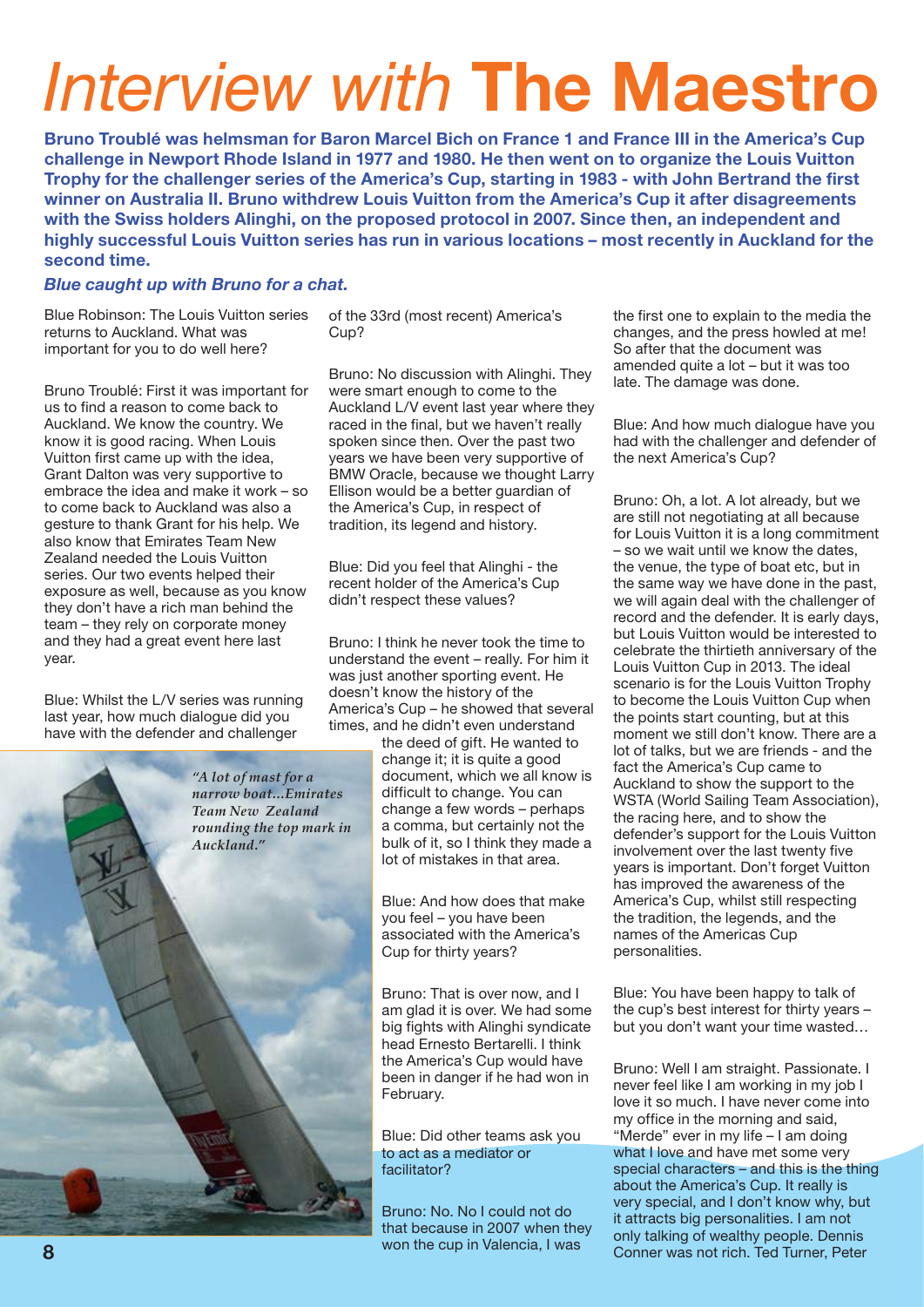# *Interview with* **The Maestro**

**Bruno Troublé was helmsman for Baron Marcel Bich on France 1 and France III in the America's Cup challenge in Newport Rhode Island in 1977 and 1980. He then went on to organize the Louis Vuitton Trophy for the challenger series of the America's Cup, starting in 1983 - with John Bertrand the first winner on Australia II. Bruno withdrew Louis Vuitton from the America's Cup it after disagreements with the Swiss holders Alinghi, on the proposed protocol in 2007. Since then, an independent and highly successful Louis Vuitton series has run in various locations – most recently in Auckland for the second time.**

***Blue caught up with Bruno for a chat.***

Blue Robinson: The Louis Vuitton series returns to Auckland. What was important for you to do well here?

Bruno Troublé: First it was important for us to find a reason to come back to Auckland. We know the country. We know it is good racing. When Louis Vuitton first came up with the idea, Grant Dalton was very supportive to embrace the idea and make it work – so to come back to Auckland was also a gesture to thank Grant for his help. We also know that Emirates Team New Zealand needed the Louis Vuitton series. Our two events helped their exposure as well, because as you know they don't have a rich man behind the team – they rely on corporate money and they had a great event here last year.

Blue: Whilst the L/V series was running last year, how much dialogue did you have with the defender and challenger of the 33rd (most recent) America's Cup?

Bruno: No discussion with Alinghi. They were smart enough to come to the Auckland L/V event last year where they raced in the final, but we haven't really spoken since then. Over the past two years we have been very supportive of BMW Oracle, because we thought Larry Ellison would be a better guardian of the America's Cup, in respect of tradition, its legend and history.

Blue: Did you feel that Alinghi - the recent holder of the America's Cup didn't respect these values?

Bruno: I think he never took the time to understand the event – really. For him it was just another sporting event. He doesn't know the history of the America's Cup – he showed that several times, and he didn't even understand the deed of gift. He wanted to change it; it is quite a good document, which we all know is difficult to change. You can change a few words – perhaps a comma, but certainly not the bulk of it, so I think they made a lot of mistakes in that area.

*"A lot of mast for a narrow boat...Emirates Team New Zealand rounding the top mark in Auckland."*

Blue: And how does that make you feel – you have been associated with the America's Cup for thirty years?

Bruno: That is over now, and I am glad it is over. We had some big fights with Alinghi syndicate head Ernesto Bertarelli. I think the America's Cup would have been in danger if he had won in February.

Blue: Did other teams ask you to act as a mediator or facilitator?

Bruno: No. No I could not do that because in 2007 when they won the cup in Valencia, I was the first one to explain to the media the changes, and the press howled at me! So after that the document was amended quite a lot – but it was too late. The damage was done.

Blue: And how much dialogue have you had with the challenger and defender of the next America's Cup?

Bruno: Oh, a lot. A lot already, but we are still not negotiating at all because for Louis Vuitton it is a long commitment – so we wait until we know the dates, the venue, the type of boat etc, but in the same way we have done in the past, we will again deal with the challenger of record and the defender. It is early days, but Louis Vuitton would be interested to celebrate the thirtieth anniversary of the Louis Vuitton Cup in 2013. The ideal scenario is for the Louis Vuitton Trophy to become the Louis Vuitton Cup when the points start counting, but at this moment we still don't know. There are a lot of talks, but we are friends - and the fact the America's Cup came to Auckland to show the support to the WSTA (World Sailing Team Association), the racing here, and to show the defender's support for the Louis Vuitton involvement over the last twenty five years is important. Don't forget Vuitton has improved the awareness of the America's Cup, whilst still respecting the tradition, the legends, and the names of the Americas Cup personalities.

Blue: You have been happy to talk of the cup's best interest for thirty years – but you don't want your time wasted…

Bruno: Well I am straight. Passionate. I never feel like I am working in my job I love it so much. I have never come into my office in the morning and said, "Merde" ever in my life – I am doing what I love and have met some very special characters – and this is the thing about the America's Cup. It really is very special, and I don't know why, but it attracts big personalities. I am not only talking of wealthy people. Dennis Conner was not rich. Ted Turner, Peter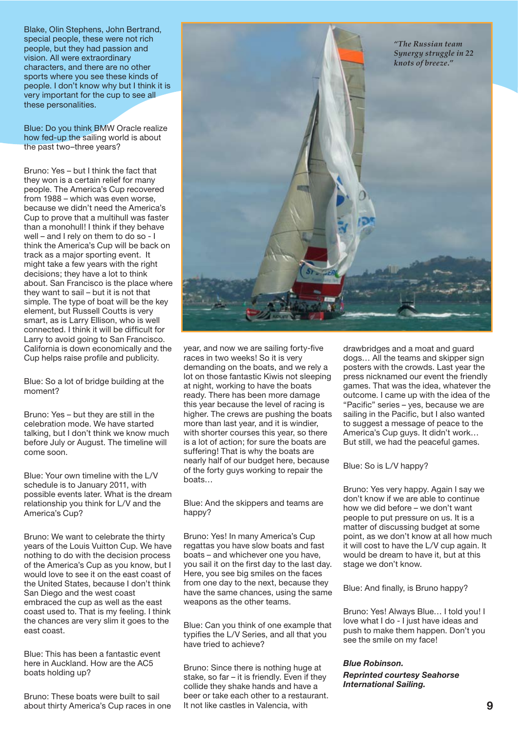Blake, Olin Stephens, John Bertrand, special people, these were not rich people, but they had passion and vision. All were extraordinary characters, and there are no other sports where you see these kinds of people. I don't know why but I think it is very important for the cup to see all these personalities.

Blue: Do you think BMW Oracle realize how fed-up the sailing world is about the past two–three years?

Bruno: Yes – but I think the fact that they won is a certain relief for many people. The America's Cup recovered from 1988 – which was even worse, because we didn't need the America's Cup to prove that a multihull was faster than a monohull! I think if they behave well – and I rely on them to do so - I think the America's Cup will be back on track as a major sporting event. It might take a few years with the right decisions; they have a lot to think about. San Francisco is the place where they want to sail – but it is not that simple. The type of boat will be the key element, but Russell Coutts is very smart, as is Larry Ellison, who is well connected. I think it will be difficult for Larry to avoid going to San Francisco. California is down economically and the Cup helps raise profile and publicity.

Blue: So a lot of bridge building at the moment?

Bruno: Yes – but they are still in the celebration mode. We have started talking, but I don't think we know much before July or August. The timeline will come soon.

Blue: Your own timeline with the L/V schedule is to January 2011, with possible events later. What is the dream relationship you think for L/V and the America's Cup?

Bruno: We want to celebrate the thirty years of the Louis Vuitton Cup. We have nothing to do with the decision process of the America's Cup as you know, but I would love to see it on the east coast of the United States, because I don't think San Diego and the west coast embraced the cup as well as the east coast used to. That is my feeling. I think the chances are very slim it goes to the east coast.

Blue: This has been a fantastic event here in Auckland. How are the AC5 boats holding up?

Bruno: These boats were built to sail about thirty America's Cup races in one year, and now we are sailing forty-five races in two weeks! So it is very demanding on the boats, and we rely a lot on those fantastic Kiwis not sleeping at night, working to have the boats ready. There has been more damage this year because the level of racing is higher. The crews are pushing the boats more than last year, and it is windier, with shorter courses this year, so there is a lot of action; for sure the boats are suffering! That is why the boats are nearly half of our budget here, because of the forty guys working to repair the boats…

*"The Russian team Synergy struggle in 22 knots of breeze."*

Blue: And the skippers and teams are happy?

Bruno: Yes! In many America's Cup regattas you have slow boats and fast boats – and whichever one you have, you sail it on the first day to the last day. Here, you see big smiles on the faces from one day to the next, because they have the same chances, using the same weapons as the other teams.

Blue: Can you think of one example that typifies the L/V Series, and all that you have tried to achieve?

Bruno: Since there is nothing huge at stake, so far – it is friendly. Even if they collide they shake hands and have a beer or take each other to a restaurant. It not like castles in Valencia, with drawbridges and a moat and guard dogs… All the teams and skipper sign posters with the crowds. Last year the press nicknamed our event the friendly games. That was the idea, whatever the outcome. I came up with the idea of the "Pacific" series – yes, because we are sailing in the Pacific, but I also wanted to suggest a message of peace to the America's Cup guys. It didn't work… But still, we had the peaceful games.

Blue: So is L/V happy?

Bruno: Yes very happy. Again I say we don't know if we are able to continue how we did before – we don't want people to put pressure on us. It is a matter of discussing budget at some point, as we don't know at all how much it will cost to have the L/V cup again. It would be dream to have it, but at this stage we don't know.

Blue: And finally, is Bruno happy?

Bruno: Yes! Always Blue… I told you! I love what I do - I just have ideas and push to make them happen. Don't you see the smile on my face!

***Blue Robinson.***

***Reprinted courtesy Seahorse International Sailing.***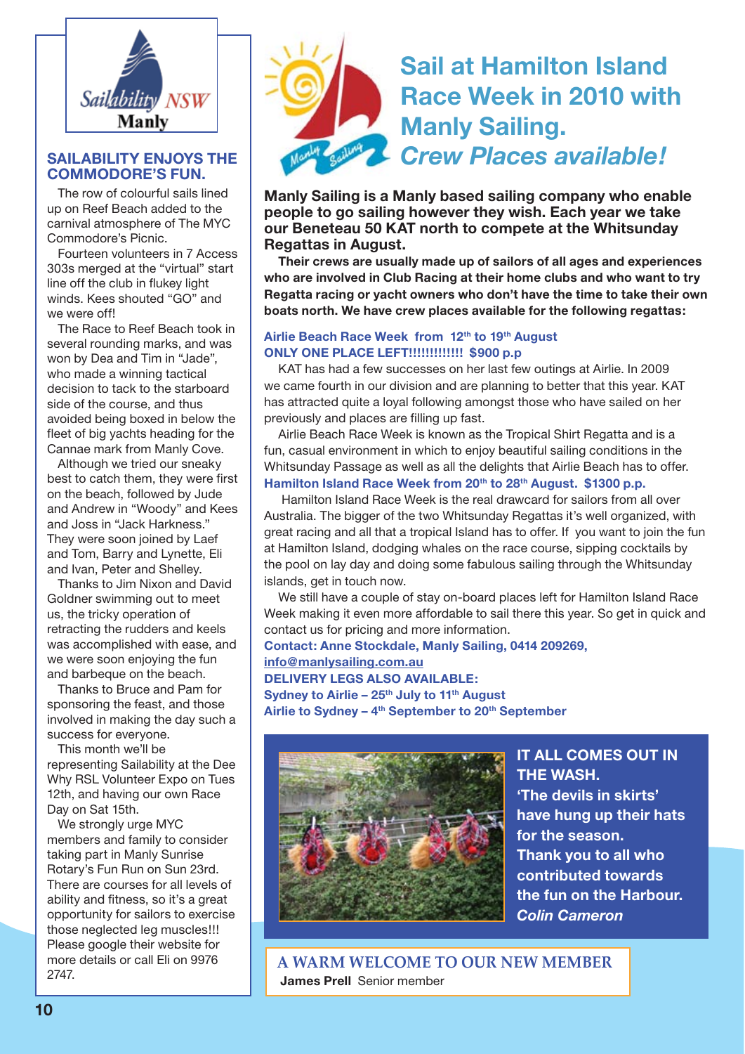Sailability NSW Manly

## SAILABILITY ENJOYS THE COMMODORE'S FUN.

The row of colourful sails lined up on Reef Beach added to the carnival atmosphere of The MYC Commodore's Picnic.

Fourteen volunteers in 7 Access 303s merged at the "virtual" start line off the club in flukey light winds. Kees shouted "GO" and we were off!

The Race to Reef Beach took in several rounding marks, and was won by Dea and Tim in "Jade", who made a winning tactical decision to tack to the starboard side of the course, and thus avoided being boxed in below the fleet of big yachts heading for the Cannae mark from Manly Cove.

Although we tried our sneaky best to catch them, they were first on the beach, followed by Jude and Andrew in "Woody" and Kees and Joss in "Jack Harkness." They were soon joined by Laef and Tom, Barry and Lynette, Eli and Ivan, Peter and Shelley.

Thanks to Jim Nixon and David Goldner swimming out to meet us, the tricky operation of retracting the rudders and keels was accomplished with ease, and we were soon enjoying the fun and barbeque on the beach.

Thanks to Bruce and Pam for sponsoring the feast, and those involved in making the day such a success for everyone.

This month we'll be representing Sailability at the Dee Why RSL Volunteer Expo on Tues 12th, and having our own Race Day on Sat 15th.

We strongly urge MYC members and family to consider taking part in Manly Sunrise Rotary's Fun Run on Sun 23rd. There are courses for all levels of ability and fitness, so it's a great opportunity for sailors to exercise those neglected leg muscles!!! Please google their website for more details or call Eli on 9976 2747.

# Sail at Hamilton Island Race Week in 2010 with Manly Sailing. *Crew Places available!*

**Manly Sailing is a Manly based sailing company who enable people to go sailing however they wish. Each year we take our Beneteau 50 KAT north to compete at the Whitsunday Regattas in August.**

**Their crews are usually made up of sailors of all ages and experiences who are involved in Club Racing at their home clubs and who want to try Regatta racing or yacht owners who don't have the time to take their own boats north. We have crew places available for the following regattas:**

**Airlie Beach Race Week from 12th to 19th August**
**ONLY ONE PLACE LEFT!!!!!!!!!!!! $900 p.p**

KAT has had a few successes on her last few outings at Airlie. In 2009 we came fourth in our division and are planning to better that this year. KAT has attracted quite a loyal following amongst those who have sailed on her previously and places are filling up fast.

Airlie Beach Race Week is known as the Tropical Shirt Regatta and is a fun, casual environment in which to enjoy beautiful sailing conditions in the Whitsunday Passage as well as all the delights that Airlie Beach has to offer.

**Hamilton Island Race Week from 20th to 28th August. $1300 p.p.**

Hamilton Island Race Week is the real drawcard for sailors from all over Australia. The bigger of the two Whitsunday Regattas it's well organized, with great racing and all that a tropical Island has to offer. If you want to join the fun at Hamilton Island, dodging whales on the race course, sipping cocktails by the pool on lay day and doing some fabulous sailing through the Whitsunday islands, get in touch now.

We still have a couple of stay on-board places left for Hamilton Island Race Week making it even more affordable to sail there this year. So get in quick and contact us for pricing and more information.

**Contact: Anne Stockdale, Manly Sailing, 0414 209269, info@manlysailing.com.au**

**DELIVERY LEGS ALSO AVAILABLE:**
**Sydney to Airlie – 25th July to 11th August**
**Airlie to Sydney – 4th September to 20th September**

**IT ALL COMES OUT IN THE WASH.**
**'The devils in skirts' have hung up their hats for the season.**
**Thank you to all who contributed towards the fun on the Harbour.**
***Colin Cameron***

## A WARM WELCOME TO OUR NEW MEMBER

**James Prell** Senior member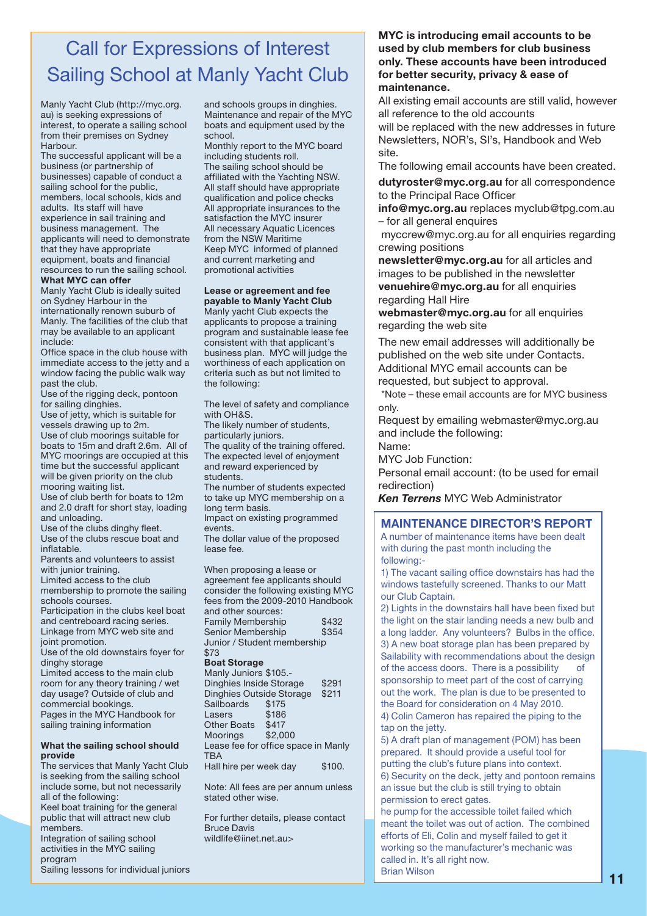# Call for Expressions of Interest Sailing School at Manly Yacht Club

Manly Yacht Club (http://myc.org.au) is seeking expressions of interest, to operate a sailing school from their premises on Sydney Harbour.

The successful applicant will be a business (or partnership of businesses) capable of conduct a sailing school for the public, members, local schools, kids and adults. Its staff will have experience in sail training and business management. The applicants will need to demonstrate that they have appropriate equipment, boats and financial resources to run the sailing school.

**What MYC can offer**

Manly Yacht Club is ideally suited on Sydney Harbour in the internationally renown suburb of Manly. The facilities of the club that may be available to an applicant include:

Office space in the club house with immediate access to the jetty and a window facing the public walk way past the club.

Use of the rigging deck, pontoon for sailing dinghies.

Use of jetty, which is suitable for vessels drawing up to 2m.

Use of club moorings suitable for boats to 15m and draft 2.6m. All of MYC moorings are occupied at this time but the successful applicant will be given priority on the club mooring waiting list.

Use of club berth for boats to 12m and 2.0 draft for short stay, loading and unloading.

Use of the clubs dinghy fleet.

Use of the clubs rescue boat and inflatable.

Parents and volunteers to assist with junior training.

Limited access to the club membership to promote the sailing schools courses.

Participation in the clubs keel boat and centreboard racing series.

Linkage from MYC web site and joint promotion.

Use of the old downstairs foyer for dinghy storage

Limited access to the main club room for any theory training / wet day usage? Outside of club and commercial bookings.

Pages in the MYC Handbook for sailing training information

**What the sailing school should provide**

The services that Manly Yacht Club is seeking from the sailing school include some, but not necessarily all of the following:

Keel boat training for the general public that will attract new club members.

Integration of sailing school activities in the MYC sailing program

Sailing lessons for individual juniors and schools groups in dinghies.

Maintenance and repair of the MYC boats and equipment used by the school.

Monthly report to the MYC board including students roll.

The sailing school should be affiliated with the Yachting NSW.

All staff should have appropriate qualification and police checks

All appropriate insurances to the satisfaction the MYC insurer

All necessary Aquatic Licences from the NSW Maritime

Keep MYC informed of planned and current marketing and promotional activities

**Lease or agreement and fee payable to Manly Yacht Club**

Manly yacht Club expects the applicants to propose a training program and sustainable lease fee consistent with that applicant's business plan. MYC will judge the worthiness of each application on criteria such as but not limited to the following:

The level of safety and compliance with OH&S.

The likely number of students, particularly juniors.

The quality of the training offered.

The expected level of enjoyment and reward experienced by students.

The number of students expected to take up MYC membership on a long term basis.

Impact on existing programmed events.

The dollar value of the proposed lease fee.

When proposing a lease or agreement fee applicants should consider the following existing MYC fees from the 2009-2010 Handbook and other sources:

| | |
|---|---|
| Family Membership | $432 |
| Senior Membership | $354 |
| Junior / Student membership | $73 |

**Boat Storage**

| | |
|---|---|
| Manly Juniors | $105.- |
| Dinghies Inside Storage | $291 |
| Dinghies Outside Storage | $211 |
| Sailboards | $175 |
| Lasers | $186 |
| Other Boats | $417 |
| Moorings | $2,000 |
| Lease fee for office space in Manly | TBA |
| Hall hire per week day | $100. |

Note: All fees are per annum unless stated other wise.

For further details, please contact Bruce Davis wildlife@iinet.net.au>

**MYC is introducing email accounts to be used by club members for club business only. These accounts have been introduced for better security, privacy & ease of maintenance.**

All existing email accounts are still valid, however all reference to the old accounts will be replaced with the new addresses in future Newsletters, NOR's, SI's, Handbook and Web site.

The following email accounts have been created.

**dutyroster@myc.org.au** for all correspondence to the Principal Race Officer

**info@myc.org.au** replaces myclub@tpg.com.au – for all general enquires

myccrew@myc.org.au for all enquiries regarding crewing positions

**newsletter@myc.org.au** for all articles and images to be published in the newsletter

**venuehire@myc.org.au** for all enquiries regarding Hall Hire

**webmaster@myc.org.au** for all enquiries regarding the web site

The new email addresses will additionally be published on the web site under Contacts. Additional MYC email accounts can be requested, but subject to approval.

*Note – these email accounts are for MYC business only.

Request by emailing webmaster@myc.org.au and include the following:

Name:

MYC Job Function:

Personal email account: (to be used for email redirection)

***Ken Terrens*** MYC Web Administrator

## MAINTENANCE DIRECTOR'S REPORT

A number of maintenance items have been dealt with during the past month including the following:-

1) The vacant sailing office downstairs has had the windows tastefully screened. Thanks to our Matt our Club Captain.

2) Lights in the downstairs hall have been fixed but the light on the stair landing needs a new bulb and a long ladder. Any volunteers? Bulbs in the office.

3) A new boat storage plan has been prepared by Sailability with recommendations about the design of the access doors. There is a possibility of sponsorship to meet part of the cost of carrying out the work. The plan is due to be presented to the Board for consideration on 4 May 2010.

4) Colin Cameron has repaired the piping to the tap on the jetty.

5) A draft plan of management (POM) has been prepared. It should provide a useful tool for putting the club's future plans into context.

6) Security on the deck, jetty and pontoon remains an issue but the club is still trying to obtain permission to erect gates.

he pump for the accessible toilet failed which meant the toilet was out of action. The combined efforts of Eli, Colin and myself failed to get it working so the manufacturer's mechanic was called in. It's all right now.

Brian Wilson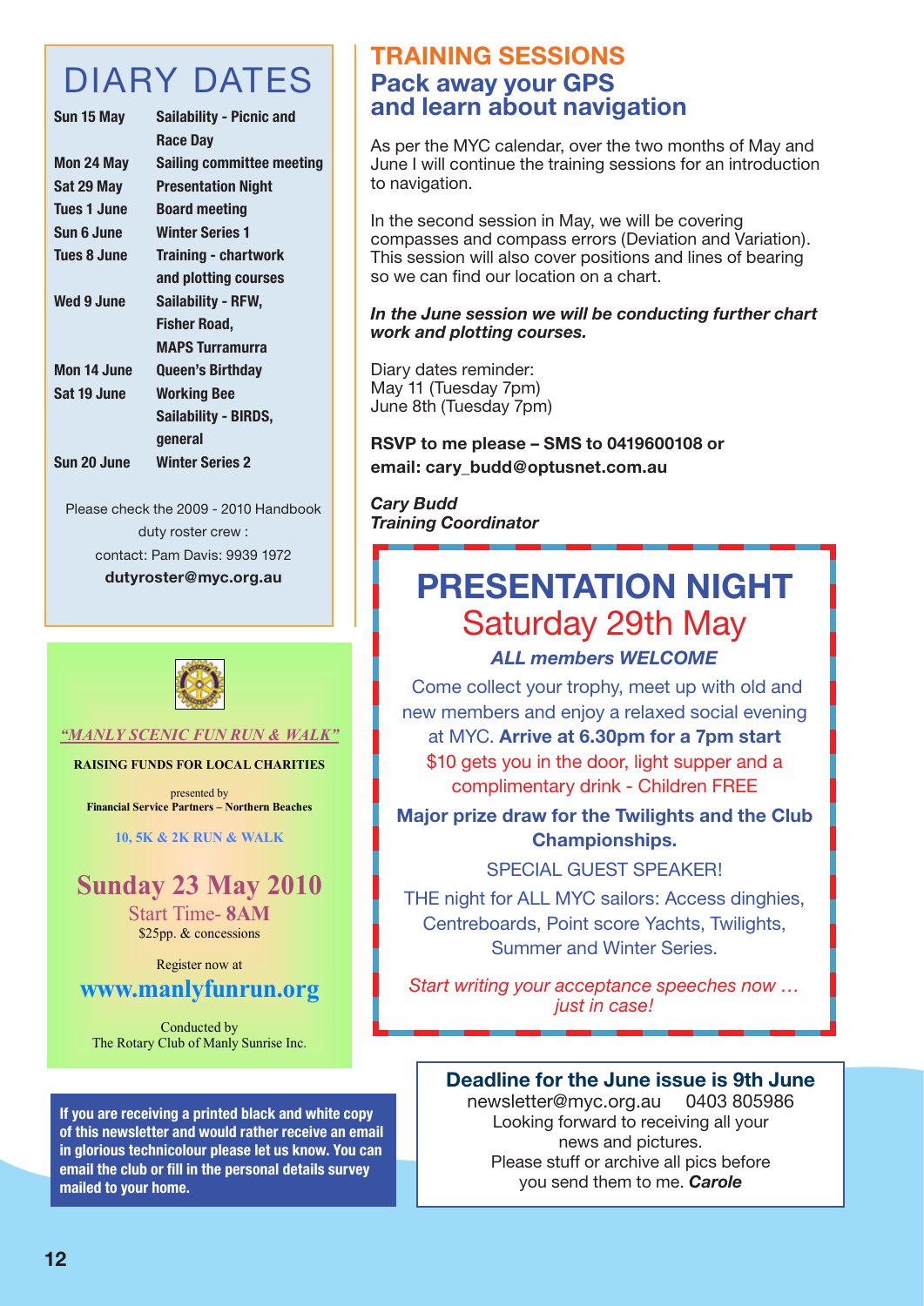# DIARY DATES

| | |
|---|---|
| Sun 15 May | Sailability - Picnic and Race Day |
| Mon 24 May | Sailing committee meeting |
| Sat 29 May | Presentation Night |
| Tues 1 June | Board meeting |
| Sun 6 June | Winter Series 1 |
| Tues 8 June | Training - chartwork and plotting courses |
| Wed 9 June | Sailability - RFW, Fisher Road, MAPS Turramurra |
| Mon 14 June | Queen's Birthday |
| Sat 19 June | Working Bee |
| | Sailability - BIRDS, general |
| Sun 20 June | Winter Series 2 |

Please check the 2009 - 2010 Handbook duty roster crew :
contact: Pam Davis: 9939 1972
**dutyroster@myc.org.au**

*"MANLY SCENIC FUN RUN & WALK"*

**RAISING FUNDS FOR LOCAL CHARITIES**

presented by
**Financial Service Partners – Northern Beaches**

**10, 5K & 2K RUN & WALK**

**Sunday 23 May 2010**
Start Time- **8AM**
$25pp. & concessions

Register now at
**www.manlyfunrun.org**

Conducted by
The Rotary Club of Manly Sunrise Inc.

**If you are receiving a printed black and white copy of this newsletter and would rather receive an email in glorious technicolour please let us know. You can email the club or fill in the personal details survey mailed to your home.**

## TRAINING SESSIONS
## Pack away your GPS and learn about navigation

As per the MYC calendar, over the two months of May and June I will continue the training sessions for an introduction to navigation.

In the second session in May, we will be covering compasses and compass errors (Deviation and Variation). This session will also cover positions and lines of bearing so we can find our location on a chart.

***In the June session we will be conducting further chart work and plotting courses.***

Diary dates reminder:
May 11 (Tuesday 7pm)
June 8th (Tuesday 7pm)

**RSVP to me please – SMS to 0419600108 or email: cary_budd@optusnet.com.au**

***Cary Budd***
***Training Coordinator***

## PRESENTATION NIGHT
### Saturday 29th May

***ALL members WELCOME***

Come collect your trophy, meet up with old and new members and enjoy a relaxed social evening at MYC. **Arrive at 6.30pm for a 7pm start**
$10 gets you in the door, light supper and a complimentary drink - Children FREE

**Major prize draw for the Twilights and the Club Championships.**

SPECIAL GUEST SPEAKER!

THE night for ALL MYC sailors: Access dinghies, Centreboards, Point score Yachts, Twilights, Summer and Winter Series.

*Start writing your acceptance speeches now … just in case!*

**Deadline for the June issue is 9th June**
newsletter@myc.org.au 0403 805986
Looking forward to receiving all your news and pictures.
Please stuff or archive all pics before you send them to me. ***Carole***